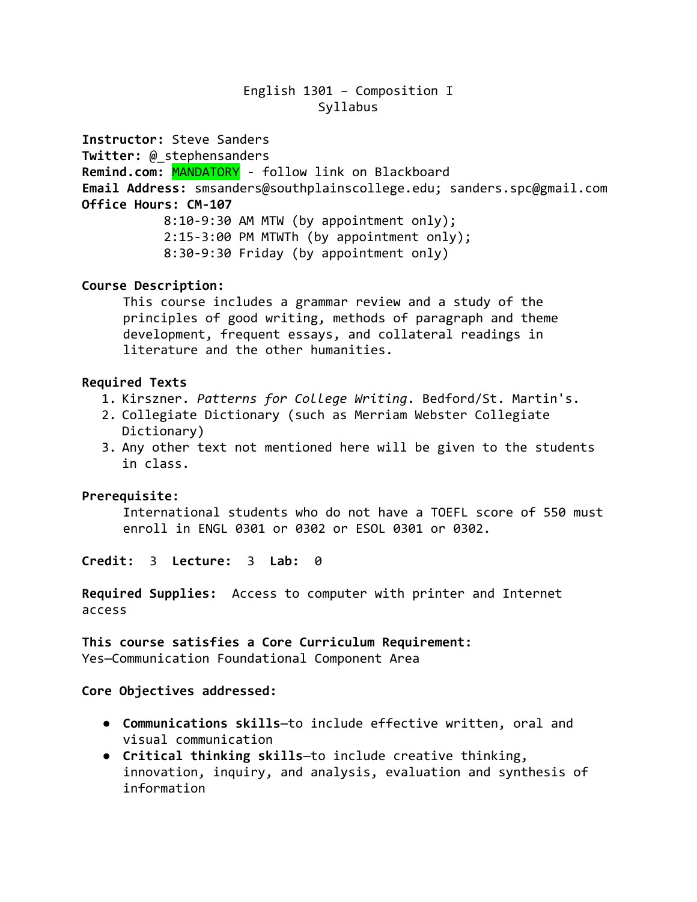# English 1301 – Composition I
## Syllabus

**Instructor:** Steve Sanders
**Twitter:** @_stephensanders
**Remind.com:** MANDATORY - follow link on Blackboard
**Email Address:** smsanders@southplainscollege.edu; sanders.spc@gmail.com
**Office Hours: CM-107**

8:10-9:30 AM MTW (by appointment only);
2:15-3:00 PM MTWTh (by appointment only);
8:30-9:30 Friday (by appointment only)

**Course Description:**

This course includes a grammar review and a study of the principles of good writing, methods of paragraph and theme development, frequent essays, and collateral readings in literature and the other humanities.

**Required Texts**

1. Kirszner. *Patterns for College Writing*. Bedford/St. Martin's.
2. Collegiate Dictionary (such as Merriam Webster Collegiate Dictionary)
3. Any other text not mentioned here will be given to the students in class.

**Prerequisite:**

International students who do not have a TOEFL score of 550 must enroll in ENGL 0301 or 0302 or ESOL 0301 or 0302.

**Credit:** 3 **Lecture:** 3 **Lab:** 0

**Required Supplies:** Access to computer with printer and Internet access

**This course satisfies a Core Curriculum Requirement:**
Yes—Communication Foundational Component Area

**Core Objectives addressed:**

- **Communications skills**—to include effective written, oral and visual communication
- **Critical thinking skills**—to include creative thinking, innovation, inquiry, and analysis, evaluation and synthesis of information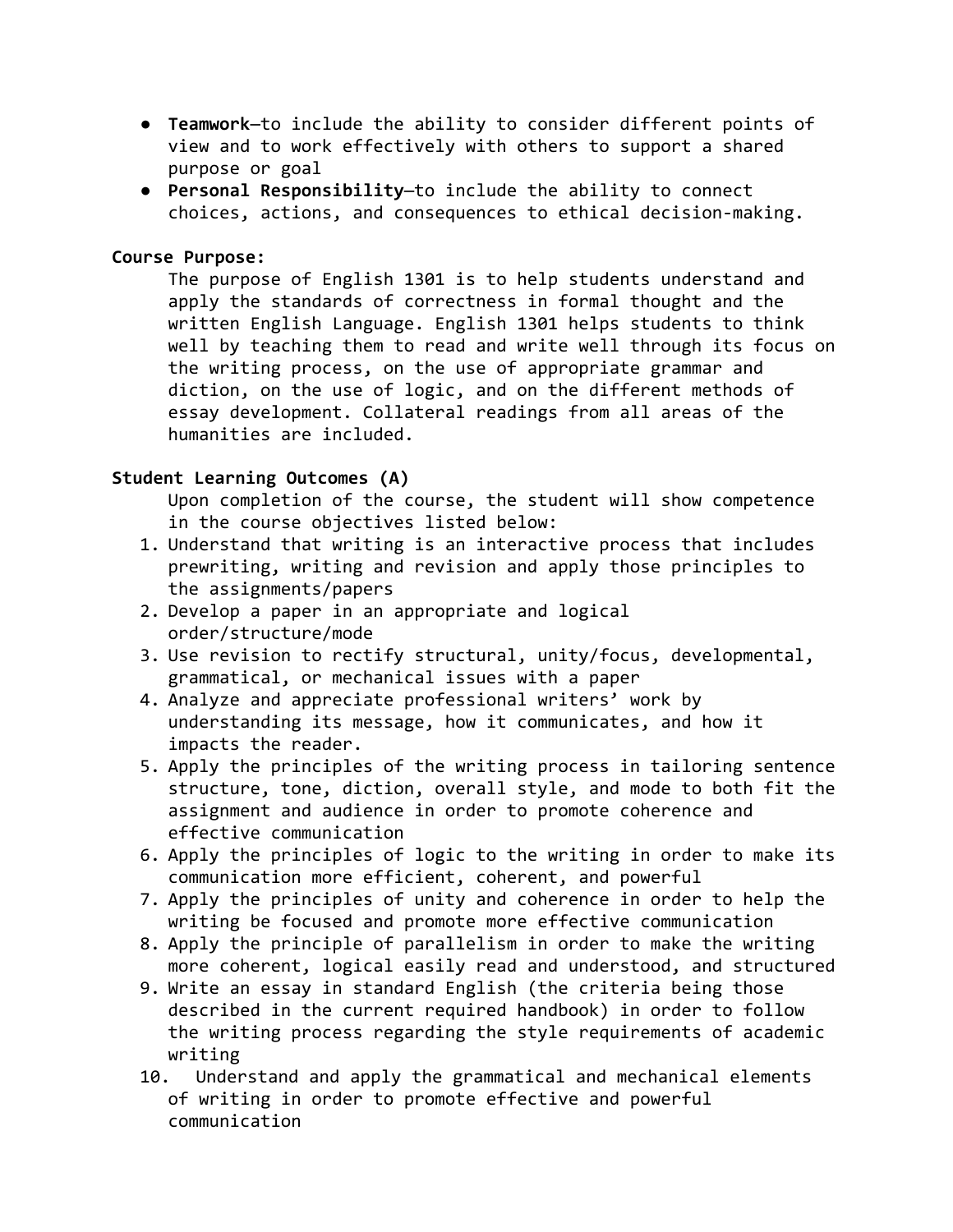- **Teamwork**—to include the ability to consider different points of view and to work effectively with others to support a shared purpose or goal
- **Personal Responsibility**—to include the ability to connect choices, actions, and consequences to ethical decision-making.

**Course Purpose:**

The purpose of English 1301 is to help students understand and apply the standards of correctness in formal thought and the written English Language. English 1301 helps students to think well by teaching them to read and write well through its focus on the writing process, on the use of appropriate grammar and diction, on the use of logic, and on the different methods of essay development. Collateral readings from all areas of the humanities are included.

**Student Learning Outcomes (A)**

Upon completion of the course, the student will show competence in the course objectives listed below:

1. Understand that writing is an interactive process that includes prewriting, writing and revision and apply those principles to the assignments/papers
2. Develop a paper in an appropriate and logical order/structure/mode
3. Use revision to rectify structural, unity/focus, developmental, grammatical, or mechanical issues with a paper
4. Analyze and appreciate professional writers' work by understanding its message, how it communicates, and how it impacts the reader.
5. Apply the principles of the writing process in tailoring sentence structure, tone, diction, overall style, and mode to both fit the assignment and audience in order to promote coherence and effective communication
6. Apply the principles of logic to the writing in order to make its communication more efficient, coherent, and powerful
7. Apply the principles of unity and coherence in order to help the writing be focused and promote more effective communication
8. Apply the principle of parallelism in order to make the writing more coherent, logical easily read and understood, and structured
9. Write an essay in standard English (the criteria being those described in the current required handbook) in order to follow the writing process regarding the style requirements of academic writing
10. Understand and apply the grammatical and mechanical elements of writing in order to promote effective and powerful communication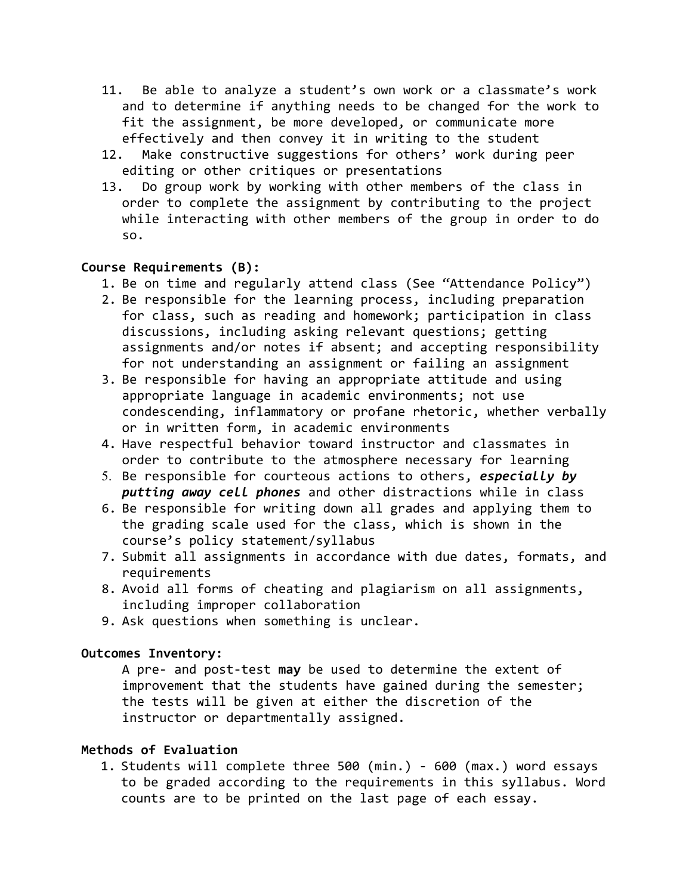11. Be able to analyze a student's own work or a classmate's work and to determine if anything needs to be changed for the work to fit the assignment, be more developed, or communicate more effectively and then convey it in writing to the student
12. Make constructive suggestions for others' work during peer editing or other critiques or presentations
13. Do group work by working with other members of the class in order to complete the assignment by contributing to the project while interacting with other members of the group in order to do so.

**Course Requirements (B):**

1. Be on time and regularly attend class (See "Attendance Policy")
2. Be responsible for the learning process, including preparation for class, such as reading and homework; participation in class discussions, including asking relevant questions; getting assignments and/or notes if absent; and accepting responsibility for not understanding an assignment or failing an assignment
3. Be responsible for having an appropriate attitude and using appropriate language in academic environments; not use condescending, inflammatory or profane rhetoric, whether verbally or in written form, in academic environments
4. Have respectful behavior toward instructor and classmates in order to contribute to the atmosphere necessary for learning
5. Be responsible for courteous actions to others, ***especially by putting away cell phones*** and other distractions while in class
6. Be responsible for writing down all grades and applying them to the grading scale used for the class, which is shown in the course's policy statement/syllabus
7. Submit all assignments in accordance with due dates, formats, and requirements
8. Avoid all forms of cheating and plagiarism on all assignments, including improper collaboration
9. Ask questions when something is unclear.

**Outcomes Inventory:**

A pre- and post-test **may** be used to determine the extent of improvement that the students have gained during the semester; the tests will be given at either the discretion of the instructor or departmentally assigned.

**Methods of Evaluation**

1. Students will complete three 500 (min.) - 600 (max.) word essays to be graded according to the requirements in this syllabus. Word counts are to be printed on the last page of each essay.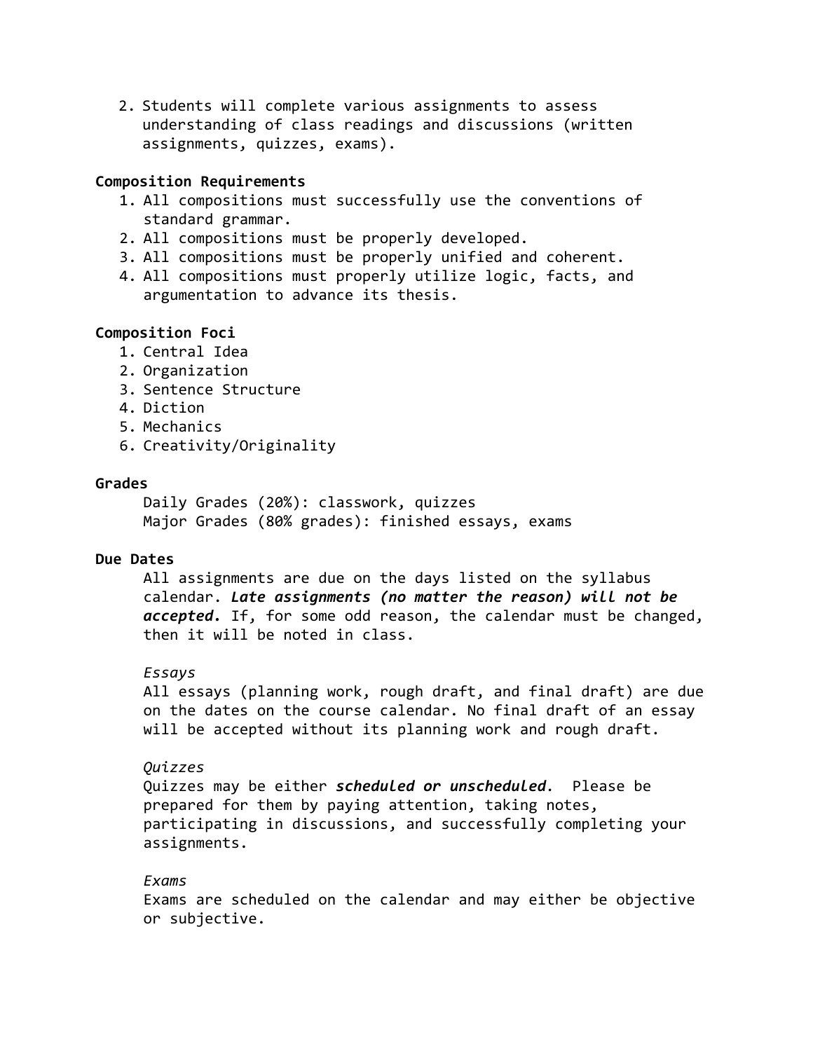2. Students will complete various assignments to assess understanding of class readings and discussions (written assignments, quizzes, exams).

**Composition Requirements**

1. All compositions must successfully use the conventions of standard grammar.
2. All compositions must be properly developed.
3. All compositions must be properly unified and coherent.
4. All compositions must properly utilize logic, facts, and argumentation to advance its thesis.

**Composition Foci**

1. Central Idea
2. Organization
3. Sentence Structure
4. Diction
5. Mechanics
6. Creativity/Originality

**Grades**

Daily Grades (20%): classwork, quizzes
Major Grades (80% grades): finished essays, exams

**Due Dates**

All assignments are due on the days listed on the syllabus calendar. ***Late assignments (no matter the reason) will not be accepted.*** If, for some odd reason, the calendar must be changed, then it will be noted in class.

*Essays*
All essays (planning work, rough draft, and final draft) are due on the dates on the course calendar. No final draft of an essay will be accepted without its planning work and rough draft.

*Quizzes*
Quizzes may be either ***scheduled or unscheduled***. Please be prepared for them by paying attention, taking notes, participating in discussions, and successfully completing your assignments.

*Exams*
Exams are scheduled on the calendar and may either be objective or subjective.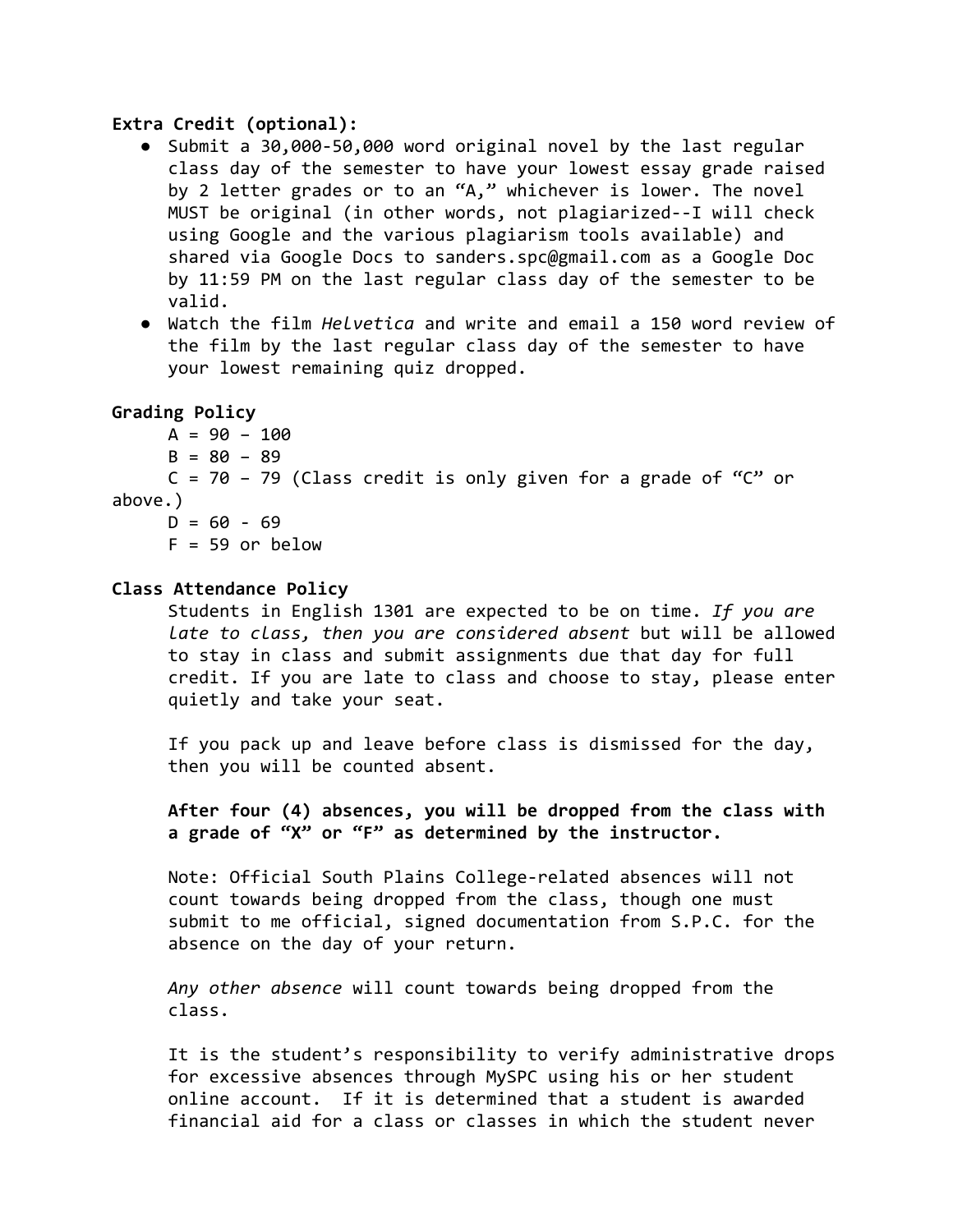**Extra Credit (optional):**

- Submit a 30,000-50,000 word original novel by the last regular class day of the semester to have your lowest essay grade raised by 2 letter grades or to an "A," whichever is lower. The novel MUST be original (in other words, not plagiarized--I will check using Google and the various plagiarism tools available) and shared via Google Docs to sanders.spc@gmail.com as a Google Doc by 11:59 PM on the last regular class day of the semester to be valid.
- Watch the film *Helvetica* and write and email a 150 word review of the film by the last regular class day of the semester to have your lowest remaining quiz dropped.

**Grading Policy**

A = 90 – 100
B = 80 – 89
C = 70 – 79 (Class credit is only given for a grade of "C" or above.)
D = 60 - 69
F = 59 or below

**Class Attendance Policy**

Students in English 1301 are expected to be on time. *If you are late to class, then you are considered absent* but will be allowed to stay in class and submit assignments due that day for full credit. If you are late to class and choose to stay, please enter quietly and take your seat.

If you pack up and leave before class is dismissed for the day, then you will be counted absent.

**After four (4) absences, you will be dropped from the class with a grade of "X" or "F" as determined by the instructor.**

Note: Official South Plains College-related absences will not count towards being dropped from the class, though one must submit to me official, signed documentation from S.P.C. for the absence on the day of your return.

*Any other absence* will count towards being dropped from the class.

It is the student's responsibility to verify administrative drops for excessive absences through MySPC using his or her student online account. If it is determined that a student is awarded financial aid for a class or classes in which the student never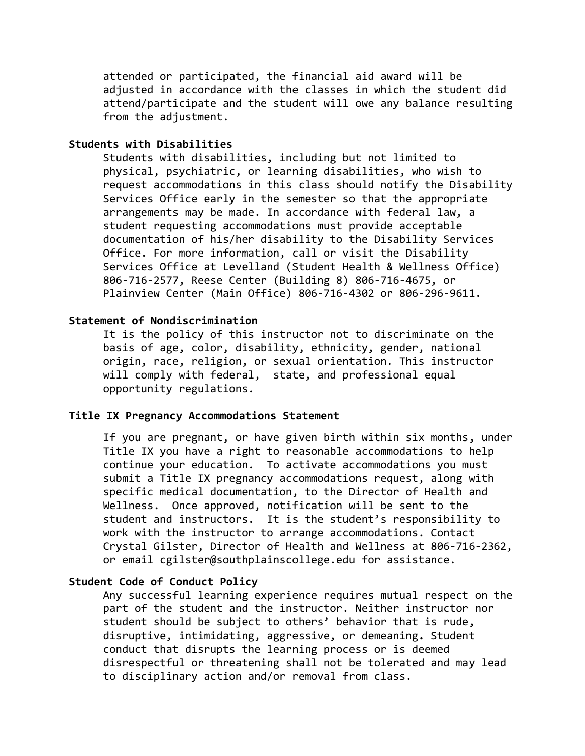attended or participated, the financial aid award will be adjusted in accordance with the classes in which the student did attend/participate and the student will owe any balance resulting from the adjustment.

**Students with Disabilities**

Students with disabilities, including but not limited to physical, psychiatric, or learning disabilities, who wish to request accommodations in this class should notify the Disability Services Office early in the semester so that the appropriate arrangements may be made. In accordance with federal law, a student requesting accommodations must provide acceptable documentation of his/her disability to the Disability Services Office. For more information, call or visit the Disability Services Office at Levelland (Student Health & Wellness Office) 806-716-2577, Reese Center (Building 8) 806-716-4675, or Plainview Center (Main Office) 806-716-4302 or 806-296-9611.

**Statement of Nondiscrimination**

It is the policy of this instructor not to discriminate on the basis of age, color, disability, ethnicity, gender, national origin, race, religion, or sexual orientation. This instructor will comply with federal, state, and professional equal opportunity regulations.

**Title IX Pregnancy Accommodations Statement**

If you are pregnant, or have given birth within six months, under Title IX you have a right to reasonable accommodations to help continue your education. To activate accommodations you must submit a Title IX pregnancy accommodations request, along with specific medical documentation, to the Director of Health and Wellness. Once approved, notification will be sent to the student and instructors. It is the student's responsibility to work with the instructor to arrange accommodations. Contact Crystal Gilster, Director of Health and Wellness at 806-716-2362, or email cgilster@southplainscollege.edu for assistance.

**Student Code of Conduct Policy**

Any successful learning experience requires mutual respect on the part of the student and the instructor. Neither instructor nor student should be subject to others' behavior that is rude, disruptive, intimidating, aggressive, or demeaning. Student conduct that disrupts the learning process or is deemed disrespectful or threatening shall not be tolerated and may lead to disciplinary action and/or removal from class.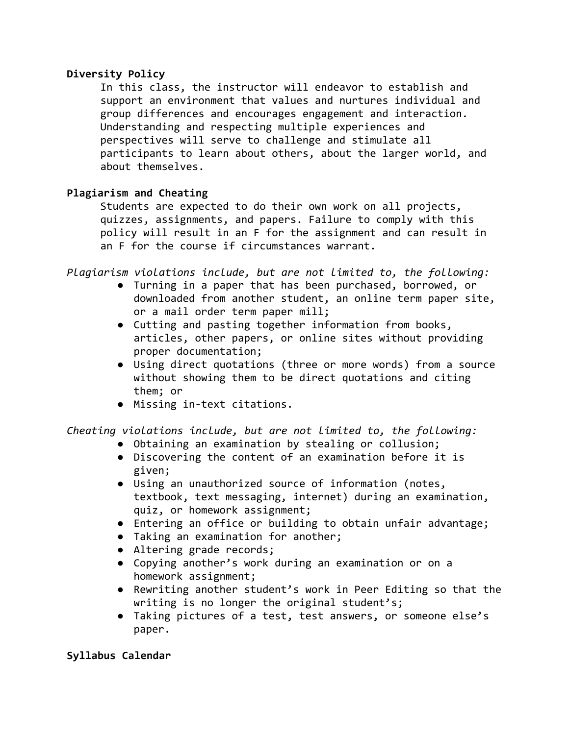**Diversity Policy**

In this class, the instructor will endeavor to establish and support an environment that values and nurtures individual and group differences and encourages engagement and interaction. Understanding and respecting multiple experiences and perspectives will serve to challenge and stimulate all participants to learn about others, about the larger world, and about themselves.

**Plagiarism and Cheating**

Students are expected to do their own work on all projects, quizzes, assignments, and papers. Failure to comply with this policy will result in an F for the assignment and can result in an F for the course if circumstances warrant.

*Plagiarism violations include, but are not limited to, the following:*

- Turning in a paper that has been purchased, borrowed, or downloaded from another student, an online term paper site, or a mail order term paper mill;
- Cutting and pasting together information from books, articles, other papers, or online sites without providing proper documentation;
- Using direct quotations (three or more words) from a source without showing them to be direct quotations and citing them; or
- Missing in-text citations.

*Cheating violations include, but are not limited to, the following:*

- Obtaining an examination by stealing or collusion;
- Discovering the content of an examination before it is given;
- Using an unauthorized source of information (notes, textbook, text messaging, internet) during an examination, quiz, or homework assignment;
- Entering an office or building to obtain unfair advantage;
- Taking an examination for another;
- Altering grade records;
- Copying another's work during an examination or on a homework assignment;
- Rewriting another student's work in Peer Editing so that the writing is no longer the original student's;
- Taking pictures of a test, test answers, or someone else's paper.

**Syllabus Calendar**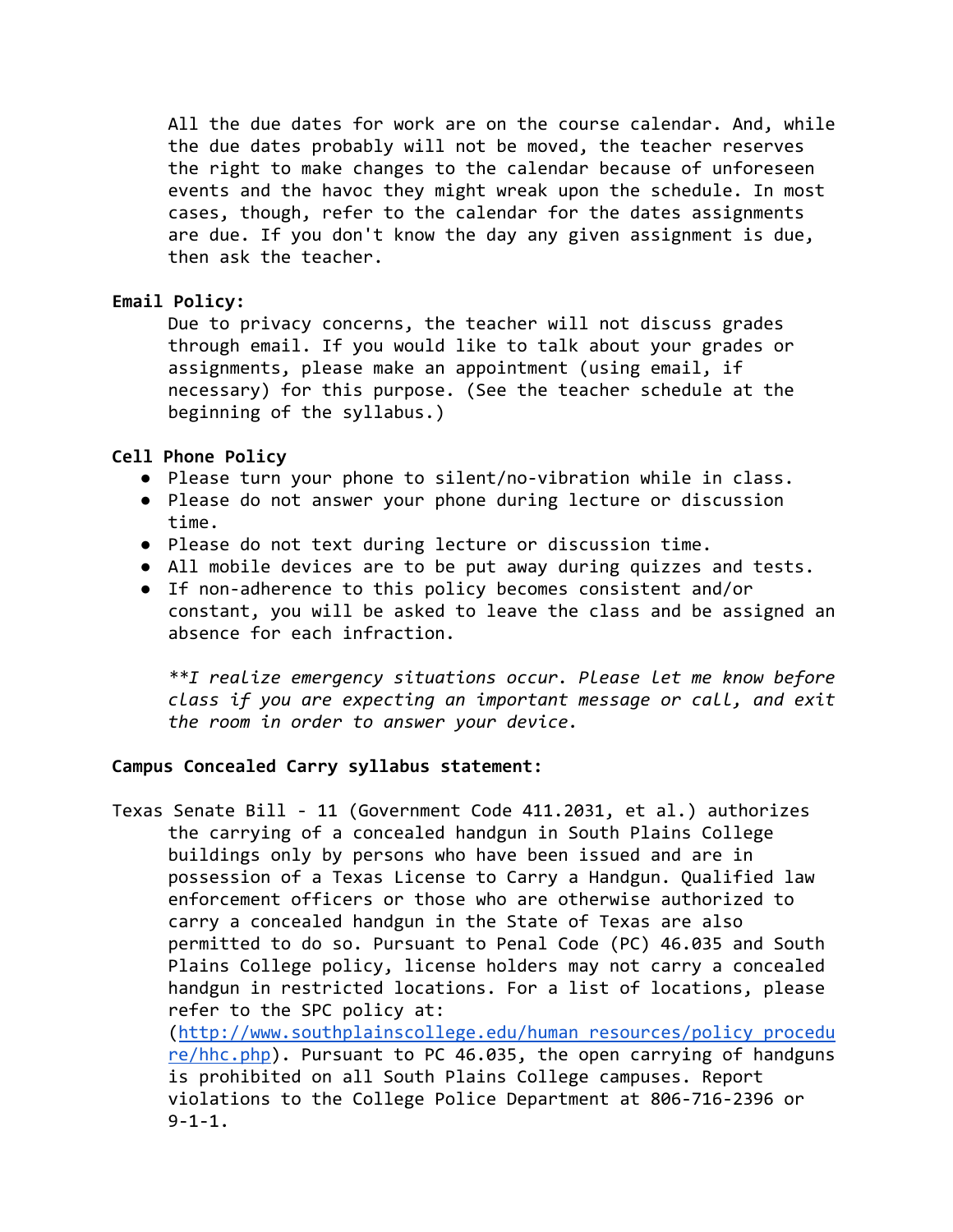All the due dates for work are on the course calendar. And, while the due dates probably will not be moved, the teacher reserves the right to make changes to the calendar because of unforeseen events and the havoc they might wreak upon the schedule. In most cases, though, refer to the calendar for the dates assignments are due. If you don't know the day any given assignment is due, then ask the teacher.

**Email Policy:**

Due to privacy concerns, the teacher will not discuss grades through email. If you would like to talk about your grades or assignments, please make an appointment (using email, if necessary) for this purpose. (See the teacher schedule at the beginning of the syllabus.)

**Cell Phone Policy**

- Please turn your phone to silent/no-vibration while in class.
- Please do not answer your phone during lecture or discussion time.
- Please do not text during lecture or discussion time.
- All mobile devices are to be put away during quizzes and tests.
- If non-adherence to this policy becomes consistent and/or constant, you will be asked to leave the class and be assigned an absence for each infraction.

*\*\*I realize emergency situations occur. Please let me know before class if you are expecting an important message or call, and exit the room in order to answer your device.*

**Campus Concealed Carry syllabus statement:**

Texas Senate Bill - 11 (Government Code 411.2031, et al.) authorizes the carrying of a concealed handgun in South Plains College buildings only by persons who have been issued and are in possession of a Texas License to Carry a Handgun. Qualified law enforcement officers or those who are otherwise authorized to carry a concealed handgun in the State of Texas are also permitted to do so. Pursuant to Penal Code (PC) 46.035 and South Plains College policy, license holders may not carry a concealed handgun in restricted locations. For a list of locations, please refer to the SPC policy at: ([http://www.southplainscollege.edu/human_resources/policy_procedure/hhc.php](http://www.southplainscollege.edu/human_resources/policy_procedure/hhc.php)). Pursuant to PC 46.035, the open carrying of handguns is prohibited on all South Plains College campuses. Report violations to the College Police Department at 806-716-2396 or 9-1-1.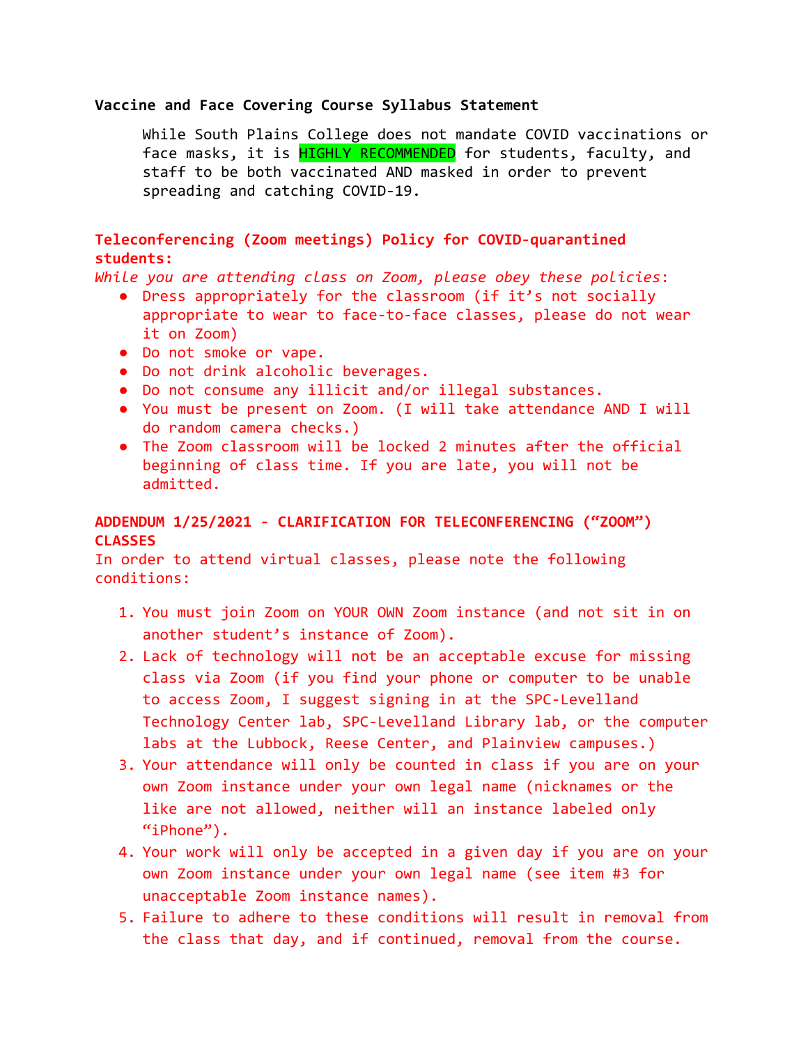**Vaccine and Face Covering Course Syllabus Statement**

While South Plains College does not mandate COVID vaccinations or face masks, it is HIGHLY RECOMMENDED for students, faculty, and staff to be both vaccinated AND masked in order to prevent spreading and catching COVID-19.

**Teleconferencing (Zoom meetings) Policy for COVID-quarantined students:**

*While you are attending class on Zoom, please obey these policies*:

- Dress appropriately for the classroom (if it's not socially appropriate to wear to face-to-face classes, please do not wear it on Zoom)
- Do not smoke or vape.
- Do not drink alcoholic beverages.
- Do not consume any illicit and/or illegal substances.
- You must be present on Zoom. (I will take attendance AND I will do random camera checks.)
- The Zoom classroom will be locked 2 minutes after the official beginning of class time. If you are late, you will not be admitted.

**ADDENDUM 1/25/2021 - CLARIFICATION FOR TELECONFERENCING ("ZOOM") CLASSES**

In order to attend virtual classes, please note the following conditions:

1. You must join Zoom on YOUR OWN Zoom instance (and not sit in on another student's instance of Zoom).
2. Lack of technology will not be an acceptable excuse for missing class via Zoom (if you find your phone or computer to be unable to access Zoom, I suggest signing in at the SPC-Levelland Technology Center lab, SPC-Levelland Library lab, or the computer labs at the Lubbock, Reese Center, and Plainview campuses.)
3. Your attendance will only be counted in class if you are on your own Zoom instance under your own legal name (nicknames or the like are not allowed, neither will an instance labeled only "iPhone").
4. Your work will only be accepted in a given day if you are on your own Zoom instance under your own legal name (see item #3 for unacceptable Zoom instance names).
5. Failure to adhere to these conditions will result in removal from the class that day, and if continued, removal from the course.